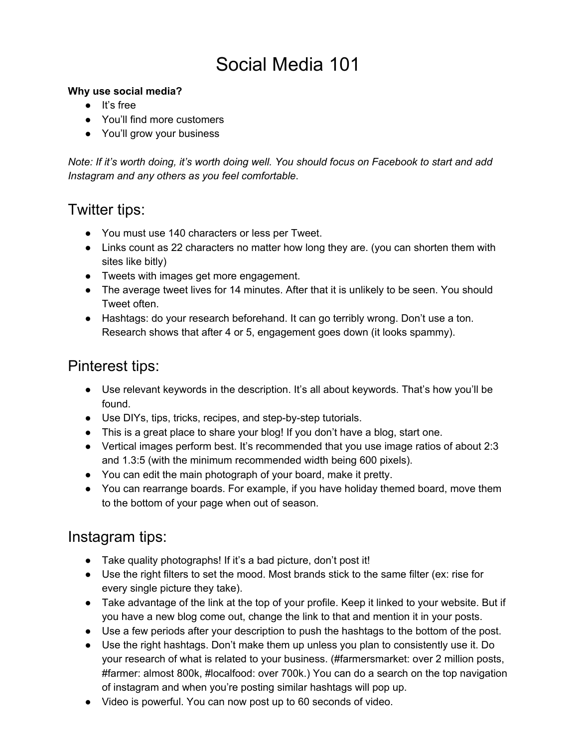# Social Media 101

**Why use social media?**

- It's free
- You'll find more customers
- You'll grow your business

*Note: If it's worth doing, it's worth doing well. You should focus on Facebook to start and add Instagram and any others as you feel comfortable*.

## Twitter tips:

- You must use 140 characters or less per Tweet.
- Links count as 22 characters no matter how long they are. (you can shorten them with sites like bitly)
- Tweets with images get more engagement.
- The average tweet lives for 14 minutes. After that it is unlikely to be seen. You should Tweet often.
- Hashtags: do your research beforehand. It can go terribly wrong. Don't use a ton. Research shows that after 4 or 5, engagement goes down (it looks spammy).

## Pinterest tips:

- Use relevant keywords in the description. It's all about keywords. That's how you'll be found.
- Use DIYs, tips, tricks, recipes, and step-by-step tutorials.
- This is a great place to share your blog! If you don't have a blog, start one.
- Vertical images perform best. It's recommended that you use image ratios of about 2:3 and 1.3:5 (with the minimum recommended width being 600 pixels).
- You can edit the main photograph of your board, make it pretty.
- You can rearrange boards. For example, if you have holiday themed board, move them to the bottom of your page when out of season.

## Instagram tips:

- Take quality photographs! If it's a bad picture, don't post it!
- Use the right filters to set the mood. Most brands stick to the same filter (ex: rise for every single picture they take).
- Take advantage of the link at the top of your profile. Keep it linked to your website. But if you have a new blog come out, change the link to that and mention it in your posts.
- Use a few periods after your description to push the hashtags to the bottom of the post.
- Use the right hashtags. Don't make them up unless you plan to consistently use it. Do your research of what is related to your business. (#farmersmarket: over 2 million posts, #farmer: almost 800k, #localfood: over 700k.) You can do a search on the top navigation of instagram and when you're posting similar hashtags will pop up.
- Video is powerful. You can now post up to 60 seconds of video.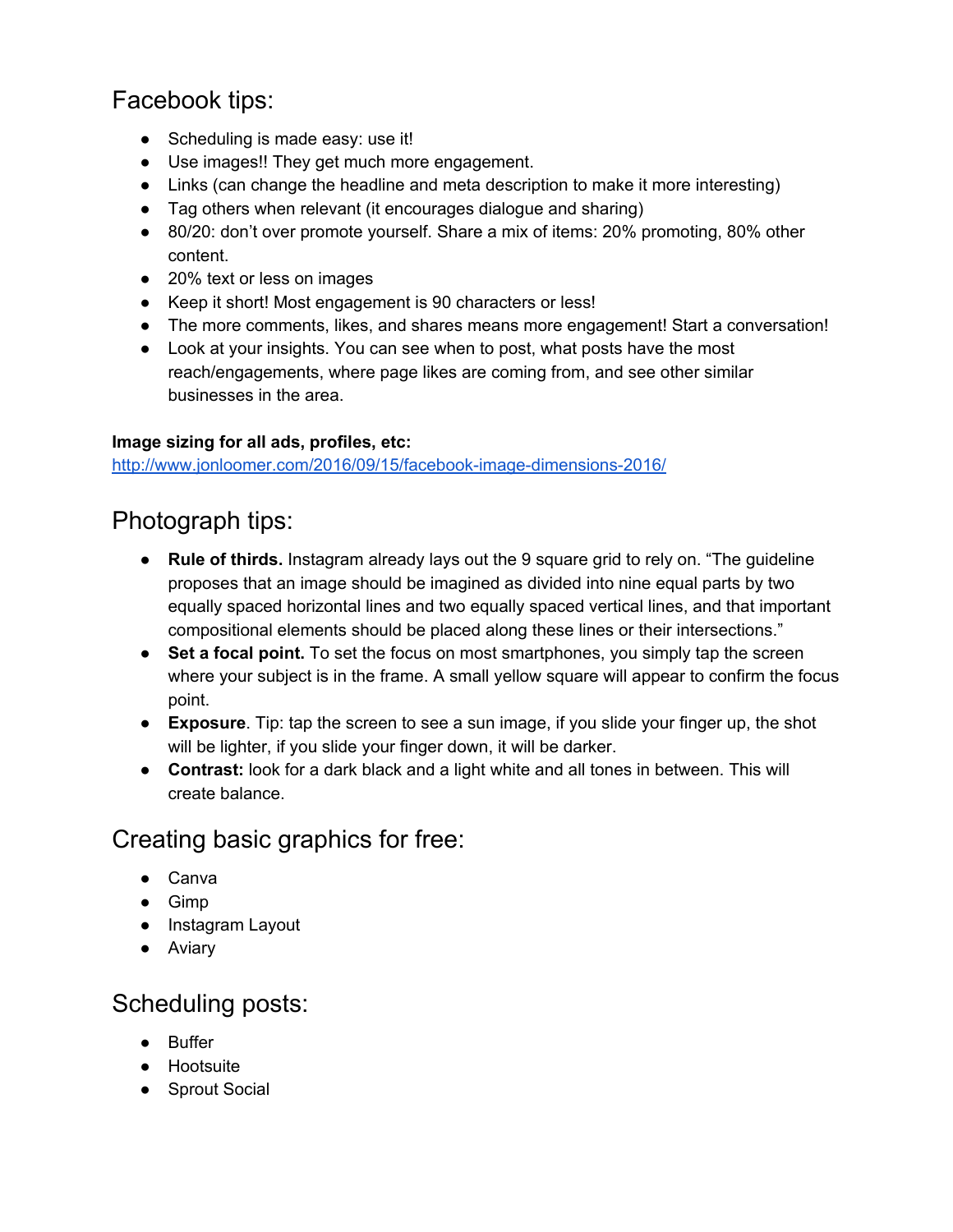## Facebook tips:

- Scheduling is made easy: use it!
- Use images!! They get much more engagement.
- Links (can change the headline and meta description to make it more interesting)
- Tag others when relevant (it encourages dialogue and sharing)
- 80/20: don't over promote yourself. Share a mix of items: 20% promoting, 80% other content.
- 20% text or less on images
- Keep it short! Most engagement is 90 characters or less!
- The more comments, likes, and shares means more engagement! Start a conversation!
- Look at your insights. You can see when to post, what posts have the most reach/engagements, where page likes are coming from, and see other similar businesses in the area.

**Image sizing for all ads, profiles, etc:**
[http://www.jonloomer.com/2016/09/15/facebook-image-dimensions-2016/](http://www.jonloomer.com/2016/09/15/facebook-image-dimensions-2016/)

## Photograph tips:

- **Rule of thirds.** Instagram already lays out the 9 square grid to rely on. "The guideline proposes that an image should be imagined as divided into nine equal parts by two equally spaced horizontal lines and two equally spaced vertical lines, and that important compositional elements should be placed along these lines or their intersections."
- **Set a focal point.** To set the focus on most smartphones, you simply tap the screen where your subject is in the frame. A small yellow square will appear to confirm the focus point.
- **Exposure**. Tip: tap the screen to see a sun image, if you slide your finger up, the shot will be lighter, if you slide your finger down, it will be darker.
- **Contrast:** look for a dark black and a light white and all tones in between. This will create balance.

## Creating basic graphics for free:

- Canva
- Gimp
- Instagram Layout
- Aviary

## Scheduling posts:

- Buffer
- Hootsuite
- Sprout Social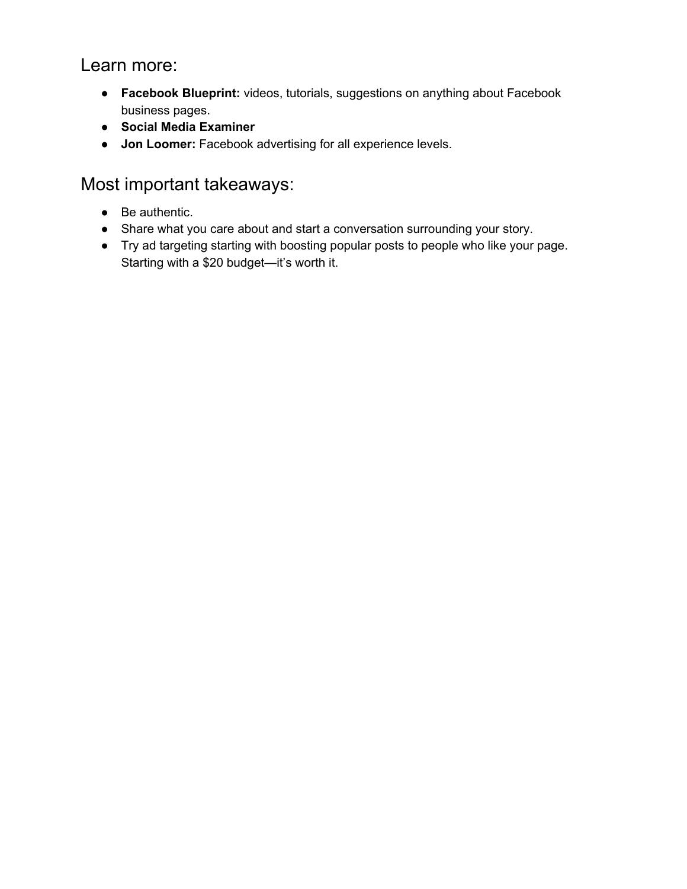## Learn more:

- **Facebook Blueprint:** videos, tutorials, suggestions on anything about Facebook business pages.
- **Social Media Examiner**
- **Jon Loomer:** Facebook advertising for all experience levels.

## Most important takeaways:

- Be authentic.
- Share what you care about and start a conversation surrounding your story.
- Try ad targeting starting with boosting popular posts to people who like your page. Starting with a $20 budget—it's worth it.